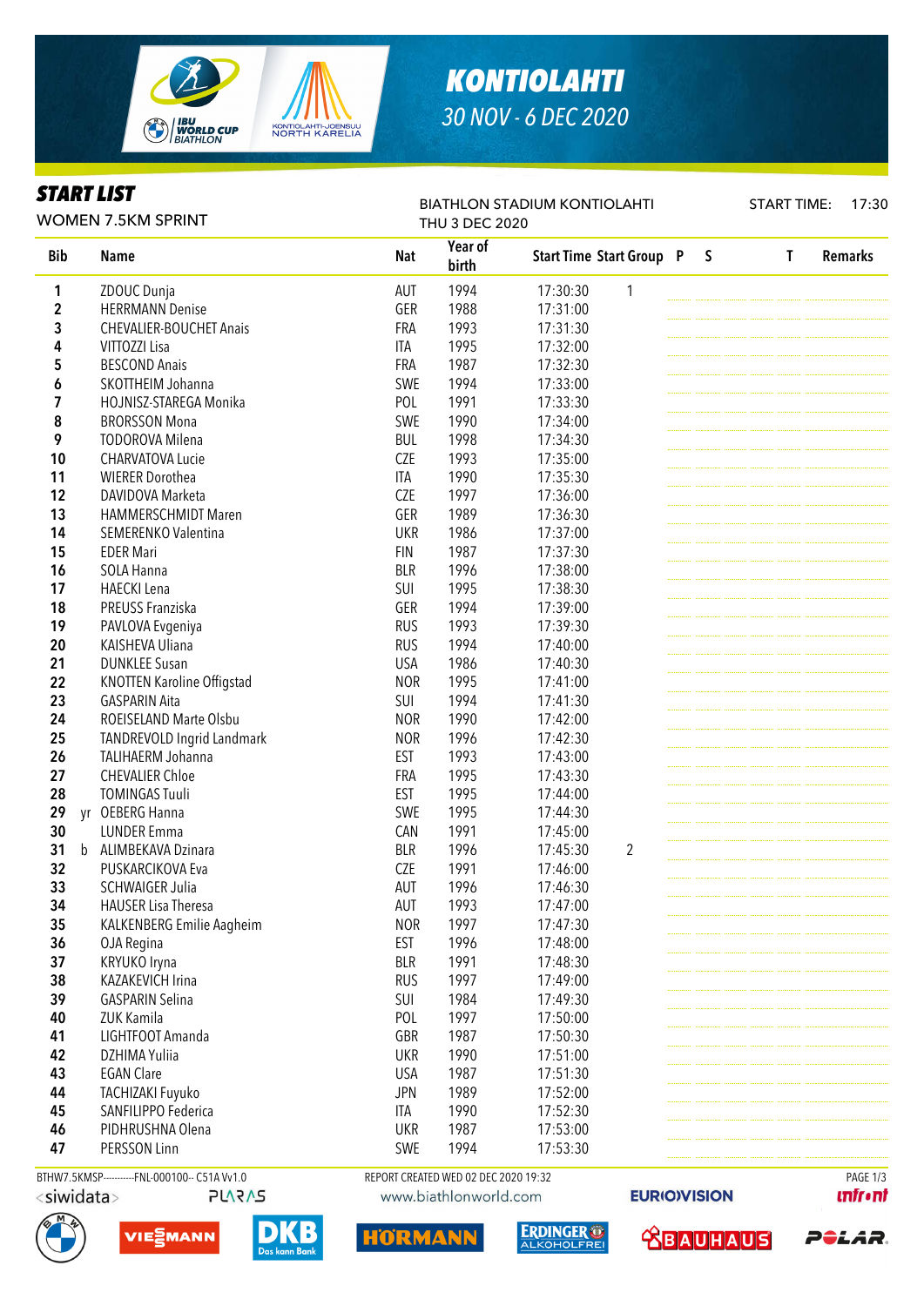# KONTIOLAHTI

*30 NOV - 6 DEC 2020*

## START LIST

WOMEN 7.5KM SPRINT

BIATHLON STADIUM KONTIOLAHTI

THU 3 DEC 2020

START TIME: 17:30

| Bib | | Name | Nat | Year of birth | Start Time | Start Group | P | S | T | Remarks |
|---|---|---|---|---|---|---|---|---|---|---|
| 1 | | ZDOUC Dunja | AUT | 1994 | 17:30:30 | 1 | | | | |
| 2 | | HERRMANN Denise | GER | 1988 | 17:31:00 | | | | | |
| 3 | | CHEVALIER-BOUCHET Anais | FRA | 1993 | 17:31:30 | | | | | |
| 4 | | VITTOZZI Lisa | ITA | 1995 | 17:32:00 | | | | | |
| 5 | | BESCOND Anais | FRA | 1987 | 17:32:30 | | | | | |
| 6 | | SKOTTHEIM Johanna | SWE | 1994 | 17:33:00 | | | | | |
| 7 | | HOJNISZ-STAREGA Monika | POL | 1991 | 17:33:30 | | | | | |
| 8 | | BRORSSON Mona | SWE | 1990 | 17:34:00 | | | | | |
| 9 | | TODOROVA Milena | BUL | 1998 | 17:34:30 | | | | | |
| 10 | | CHARVATOVA Lucie | CZE | 1993 | 17:35:00 | | | | | |
| 11 | | WIERER Dorothea | ITA | 1990 | 17:35:30 | | | | | |
| 12 | | DAVIDOVA Marketa | CZE | 1997 | 17:36:00 | | | | | |
| 13 | | HAMMERSCHMIDT Maren | GER | 1989 | 17:36:30 | | | | | |
| 14 | | SEMERENKO Valentina | UKR | 1986 | 17:37:00 | | | | | |
| 15 | | EDER Mari | FIN | 1987 | 17:37:30 | | | | | |
| 16 | | SOLA Hanna | BLR | 1996 | 17:38:00 | | | | | |
| 17 | | HAECKI Lena | SUI | 1995 | 17:38:30 | | | | | |
| 18 | | PREUSS Franziska | GER | 1994 | 17:39:00 | | | | | |
| 19 | | PAVLOVA Evgeniya | RUS | 1993 | 17:39:30 | | | | | |
| 20 | | KAISHEVA Uliana | RUS | 1994 | 17:40:00 | | | | | |
| 21 | | DUNKLEE Susan | USA | 1986 | 17:40:30 | | | | | |
| 22 | | KNOTTEN Karoline Offigstad | NOR | 1995 | 17:41:00 | | | | | |
| 23 | | GASPARIN Aita | SUI | 1994 | 17:41:30 | | | | | |
| 24 | | ROEISELAND Marte Olsbu | NOR | 1990 | 17:42:00 | | | | | |
| 25 | | TANDREVOLD Ingrid Landmark | NOR | 1996 | 17:42:30 | | | | | |
| 26 | | TALIHAERM Johanna | EST | 1993 | 17:43:00 | | | | | |
| 27 | | CHEVALIER Chloe | FRA | 1995 | 17:43:30 | | | | | |
| 28 | | TOMINGAS Tuuli | EST | 1995 | 17:44:00 | | | | | |
| 29 | yr | OEBERG Hanna | SWE | 1995 | 17:44:30 | | | | | |
| 30 | | LUNDER Emma | CAN | 1991 | 17:45:00 | | | | | |
| 31 | b | ALIMBEKAVA Dzinara | BLR | 1996 | 17:45:30 | 2 | | | | |
| 32 | | PUSKARCIKOVA Eva | CZE | 1991 | 17:46:00 | | | | | |
| 33 | | SCHWAIGER Julia | AUT | 1996 | 17:46:30 | | | | | |
| 34 | | HAUSER Lisa Theresa | AUT | 1993 | 17:47:00 | | | | | |
| 35 | | KALKENBERG Emilie Aagheim | NOR | 1997 | 17:47:30 | | | | | |
| 36 | | OJA Regina | EST | 1996 | 17:48:00 | | | | | |
| 37 | | KRYUKO Iryna | BLR | 1991 | 17:48:30 | | | | | |
| 38 | | KAZAKEVICH Irina | RUS | 1997 | 17:49:00 | | | | | |
| 39 | | GASPARIN Selina | SUI | 1984 | 17:49:30 | | | | | |
| 40 | | ZUK Kamila | POL | 1997 | 17:50:00 | | | | | |
| 41 | | LIGHTFOOT Amanda | GBR | 1987 | 17:50:30 | | | | | |
| 42 | | DZHIMA Yuliia | UKR | 1990 | 17:51:00 | | | | | |
| 43 | | EGAN Clare | USA | 1987 | 17:51:30 | | | | | |
| 44 | | TACHIZAKI Fuyuko | JPN | 1989 | 17:52:00 | | | | | |
| 45 | | SANFILIPPO Federica | ITA | 1990 | 17:52:30 | | | | | |
| 46 | | PIDHRUSHNA Olena | UKR | 1987 | 17:53:00 | | | | | |
| 47 | | PERSSON Linn | SWE | 1994 | 17:53:30 | | | | | |

BTHW7.5KMSP----------FNL-000100-- C51A Vv1.0

REPORT CREATED WED 02 DEC 2020 19:32

www.biathlonworld.com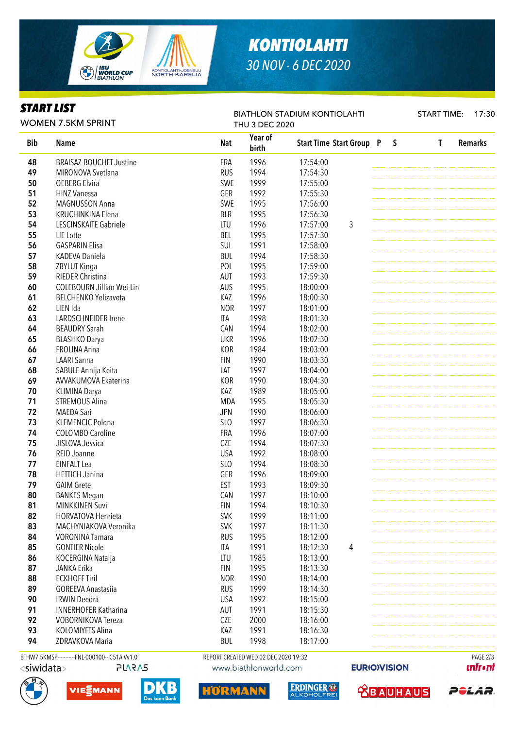# KONTIOLAHTI

*30 NOV - 6 DEC 2020*

## START LIST

WOMEN 7.5KM SPRINT

BIATHLON STADIUM KONTIOLAHTI

THU 3 DEC 2020

START TIME: 17:30

| Bib | Name | Nat | Year of birth | Start Time | Start Group | P | S | T | Remarks |
|---|---|---|---|---|---|---|---|---|---|
| 48 | BRAISAZ-BOUCHET Justine | FRA | 1996 | 17:54:00 | | | | | |
| 49 | MIRONOVA Svetlana | RUS | 1994 | 17:54:30 | | | | | |
| 50 | OEBERG Elvira | SWE | 1999 | 17:55:00 | | | | | |
| 51 | HINZ Vanessa | GER | 1992 | 17:55:30 | | | | | |
| 52 | MAGNUSSON Anna | SWE | 1995 | 17:56:00 | | | | | |
| 53 | KRUCHINKINA Elena | BLR | 1995 | 17:56:30 | | | | | |
| 54 | LESCINSKAITE Gabriele | LTU | 1996 | 17:57:00 | 3 | | | | |
| 55 | LIE Lotte | BEL | 1995 | 17:57:30 | | | | | |
| 56 | GASPARIN Elisa | SUI | 1991 | 17:58:00 | | | | | |
| 57 | KADEVA Daniela | BUL | 1994 | 17:58:30 | | | | | |
| 58 | ZBYLUT Kinga | POL | 1995 | 17:59:00 | | | | | |
| 59 | RIEDER Christina | AUT | 1993 | 17:59:30 | | | | | |
| 60 | COLEBOURN Jillian Wei-Lin | AUS | 1995 | 18:00:00 | | | | | |
| 61 | BELCHENKO Yelizaveta | KAZ | 1996 | 18:00:30 | | | | | |
| 62 | LIEN Ida | NOR | 1997 | 18:01:00 | | | | | |
| 63 | LARDSCHNEIDER Irene | ITA | 1998 | 18:01:30 | | | | | |
| 64 | BEAUDRY Sarah | CAN | 1994 | 18:02:00 | | | | | |
| 65 | BLASHKO Darya | UKR | 1996 | 18:02:30 | | | | | |
| 66 | FROLINA Anna | KOR | 1984 | 18:03:00 | | | | | |
| 67 | LAARI Sanna | FIN | 1990 | 18:03:30 | | | | | |
| 68 | SABULE Annija Keita | LAT | 1997 | 18:04:00 | | | | | |
| 69 | AVVAKUMOVA Ekaterina | KOR | 1990 | 18:04:30 | | | | | |
| 70 | KLIMINA Darya | KAZ | 1989 | 18:05:00 | | | | | |
| 71 | STREMOUS Alina | MDA | 1995 | 18:05:30 | | | | | |
| 72 | MAEDA Sari | JPN | 1990 | 18:06:00 | | | | | |
| 73 | KLEMENCIC Polona | SLO | 1997 | 18:06:30 | | | | | |
| 74 | COLOMBO Caroline | FRA | 1996 | 18:07:00 | | | | | |
| 75 | JISLOVA Jessica | CZE | 1994 | 18:07:30 | | | | | |
| 76 | REID Joanne | USA | 1992 | 18:08:00 | | | | | |
| 77 | EINFALT Lea | SLO | 1994 | 18:08:30 | | | | | |
| 78 | HETTICH Janina | GER | 1996 | 18:09:00 | | | | | |
| 79 | GAIM Grete | EST | 1993 | 18:09:30 | | | | | |
| 80 | BANKES Megan | CAN | 1997 | 18:10:00 | | | | | |
| 81 | MINKKINEN Suvi | FIN | 1994 | 18:10:30 | | | | | |
| 82 | HORVATOVA Henrieta | SVK | 1999 | 18:11:00 | | | | | |
| 83 | MACHYNIAKOVA Veronika | SVK | 1997 | 18:11:30 | | | | | |
| 84 | VORONINA Tamara | RUS | 1995 | 18:12:00 | | | | | |
| 85 | GONTIER Nicole | ITA | 1991 | 18:12:30 | 4 | | | | |
| 86 | KOCERGINA Natalja | LTU | 1985 | 18:13:00 | | | | | |
| 87 | JANKA Erika | FIN | 1995 | 18:13:30 | | | | | |
| 88 | ECKHOFF Tiril | NOR | 1990 | 18:14:00 | | | | | |
| 89 | GOREEVA Anastasiia | RUS | 1999 | 18:14:30 | | | | | |
| 90 | IRWIN Deedra | USA | 1992 | 18:15:00 | | | | | |
| 91 | INNERHOFER Katharina | AUT | 1991 | 18:15:30 | | | | | |
| 92 | VOBORNIKOVA Tereza | CZE | 2000 | 18:16:00 | | | | | |
| 93 | KOLOMIYETS Alina | KAZ | 1991 | 18:16:30 | | | | | |
| 94 | ZDRAVKOVA Maria | BUL | 1998 | 18:17:00 | | | | | |

BTHW7.5KMSP-----------FNL-000100-- C51A Vv1.0    REPORT CREATED WED 02 DEC 2020 19:32

www.biathlonworld.com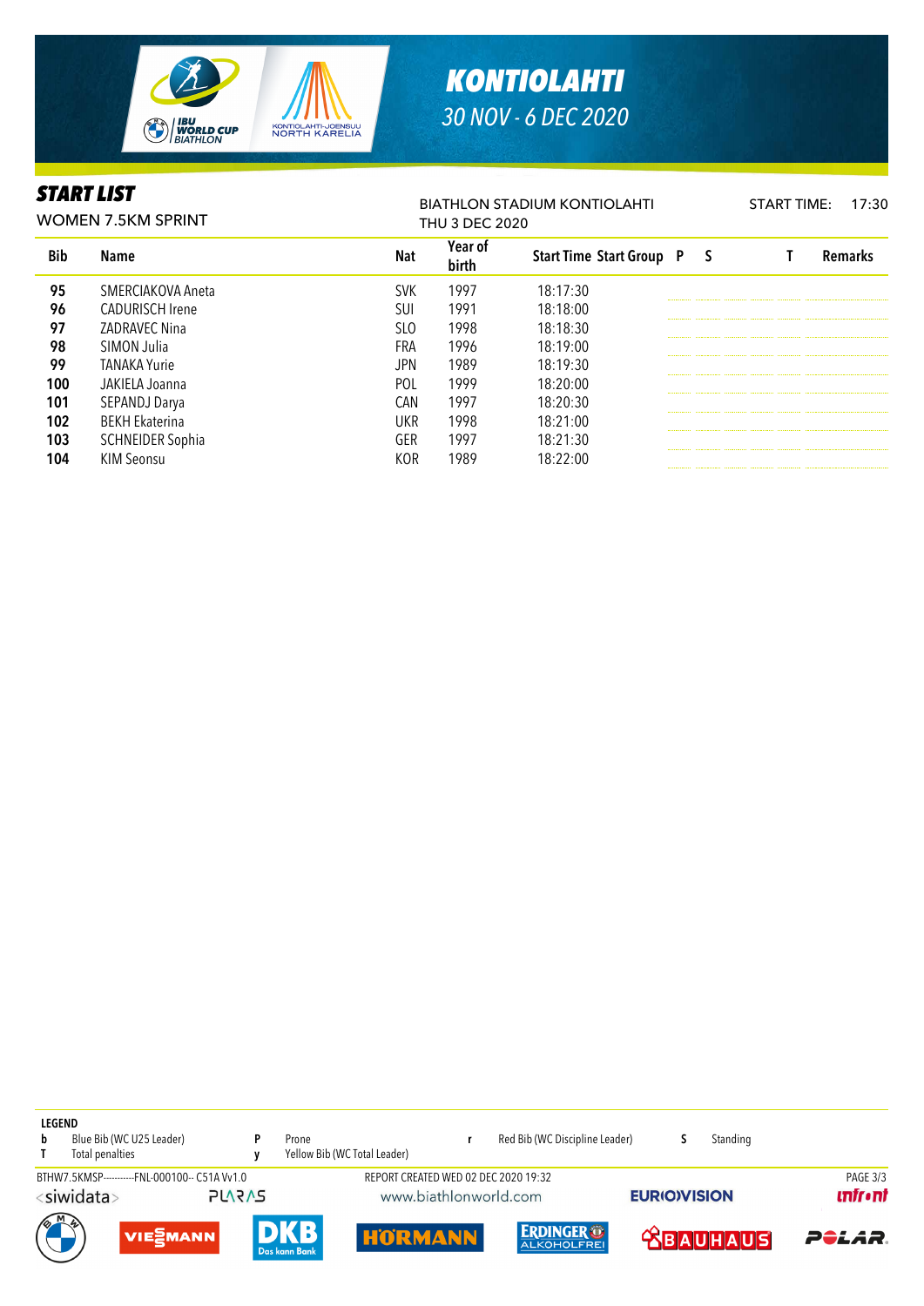# KONTIOLAHTI

30 NOV - 6 DEC 2020

## START LIST

WOMEN 7.5KM SPRINT

BIATHLON STADIUM KONTIOLAHTI

THU 3 DEC 2020

START TIME: 17:30

| Bib | Name | Nat | Year of birth | Start Time | Start Group | P | S | T | Remarks |
|---|---|---|---|---|---|---|---|---|---|
| 95 | SMERCIAKOVA Aneta | SVK | 1997 | 18:17:30 | | | | | |
| 96 | CADURISCH Irene | SUI | 1991 | 18:18:00 | | | | | |
| 97 | ZADRAVEC Nina | SLO | 1998 | 18:18:30 | | | | | |
| 98 | SIMON Julia | FRA | 1996 | 18:19:00 | | | | | |
| 99 | TANAKA Yurie | JPN | 1989 | 18:19:30 | | | | | |
| 100 | JAKIELA Joanna | POL | 1999 | 18:20:00 | | | | | |
| 101 | SEPANDJ Darya | CAN | 1997 | 18:20:30 | | | | | |
| 102 | BEKH Ekaterina | UKR | 1998 | 18:21:00 | | | | | |
| 103 | SCHNEIDER Sophia | GER | 1997 | 18:21:30 | | | | | |
| 104 | KIM Seonsu | KOR | 1989 | 18:22:00 | | | | | |

**LEGEND**

| | | | | | | | |
|---|---|---|---|---|---|---|---|
| b | Blue Bib (WC U25 Leader) | P | Prone | r | Red Bib (WC Discipline Leader) | S | Standing |
| T | Total penalties | y | Yellow Bib (WC Total Leader) | | | | |

BTHW7.5KMSP----------FNL-000100-- C51A Vv1.0

REPORT CREATED WED 02 DEC 2020 19:32

www.biathlonworld.com